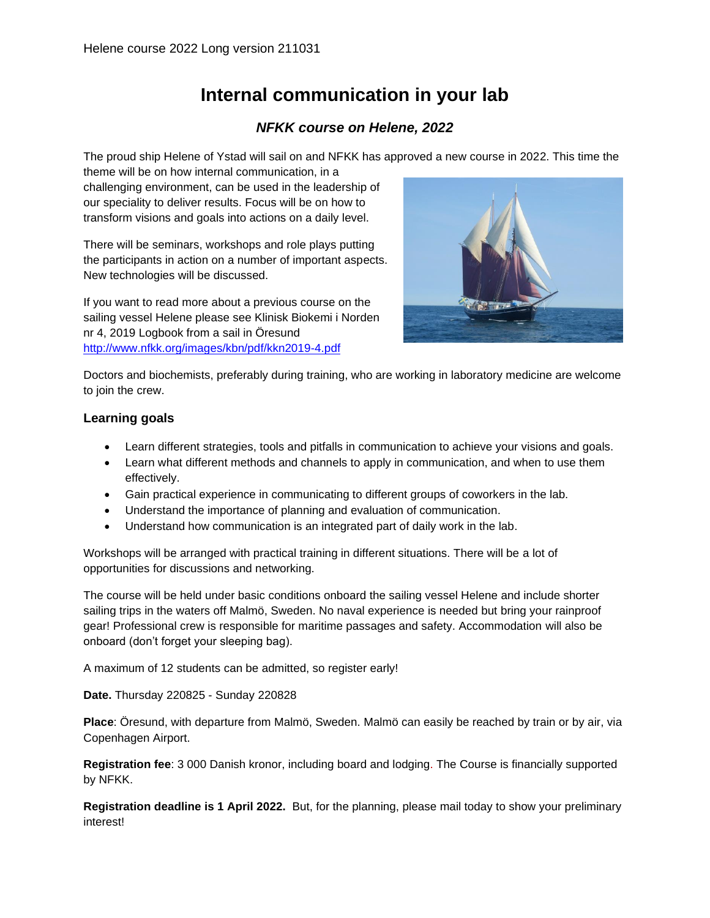Helene course 2022 Long version 211031

# Internal communication in your lab

## *NFKK course on Helene, 2022*

The proud ship Helene of Ystad will sail on and NFKK has approved a new course in 2022. This time the theme will be on how internal communication, in a challenging environment, can be used in the leadership of our speciality to deliver results. Focus will be on how to transform visions and goals into actions on a daily level.

There will be seminars, workshops and role plays putting the participants in action on a number of important aspects. New technologies will be discussed.

If you want to read more about a previous course on the sailing vessel Helene please see Klinisk Biokemi i Norden nr 4, 2019 Logbook from a sail in Öresund [http://www.nfkk.org/images/kbn/pdf/kkn2019-4.pdf](http://www.nfkk.org/images/kbn/pdf/kkn2019-4.pdf)

Doctors and biochemists, preferably during training, who are working in laboratory medicine are welcome to join the crew.

### Learning goals

- Learn different strategies, tools and pitfalls in communication to achieve your visions and goals.
- Learn what different methods and channels to apply in communication, and when to use them effectively.
- Gain practical experience in communicating to different groups of coworkers in the lab.
- Understand the importance of planning and evaluation of communication.
- Understand how communication is an integrated part of daily work in the lab.

Workshops will be arranged with practical training in different situations. There will be a lot of opportunities for discussions and networking.

The course will be held under basic conditions onboard the sailing vessel Helene and include shorter sailing trips in the waters off Malmö, Sweden. No naval experience is needed but bring your rainproof gear! Professional crew is responsible for maritime passages and safety. Accommodation will also be onboard (don't forget your sleeping bag).

A maximum of 12 students can be admitted, so register early!

**Date.** Thursday 220825 - Sunday 220828

**Place**: Öresund, with departure from Malmö, Sweden. Malmö can easily be reached by train or by air, via Copenhagen Airport.

**Registration fee**: 3 000 Danish kronor, including board and lodging. The Course is financially supported by NFKK.

**Registration deadline is 1 April 2022.** But, for the planning, please mail today to show your preliminary interest!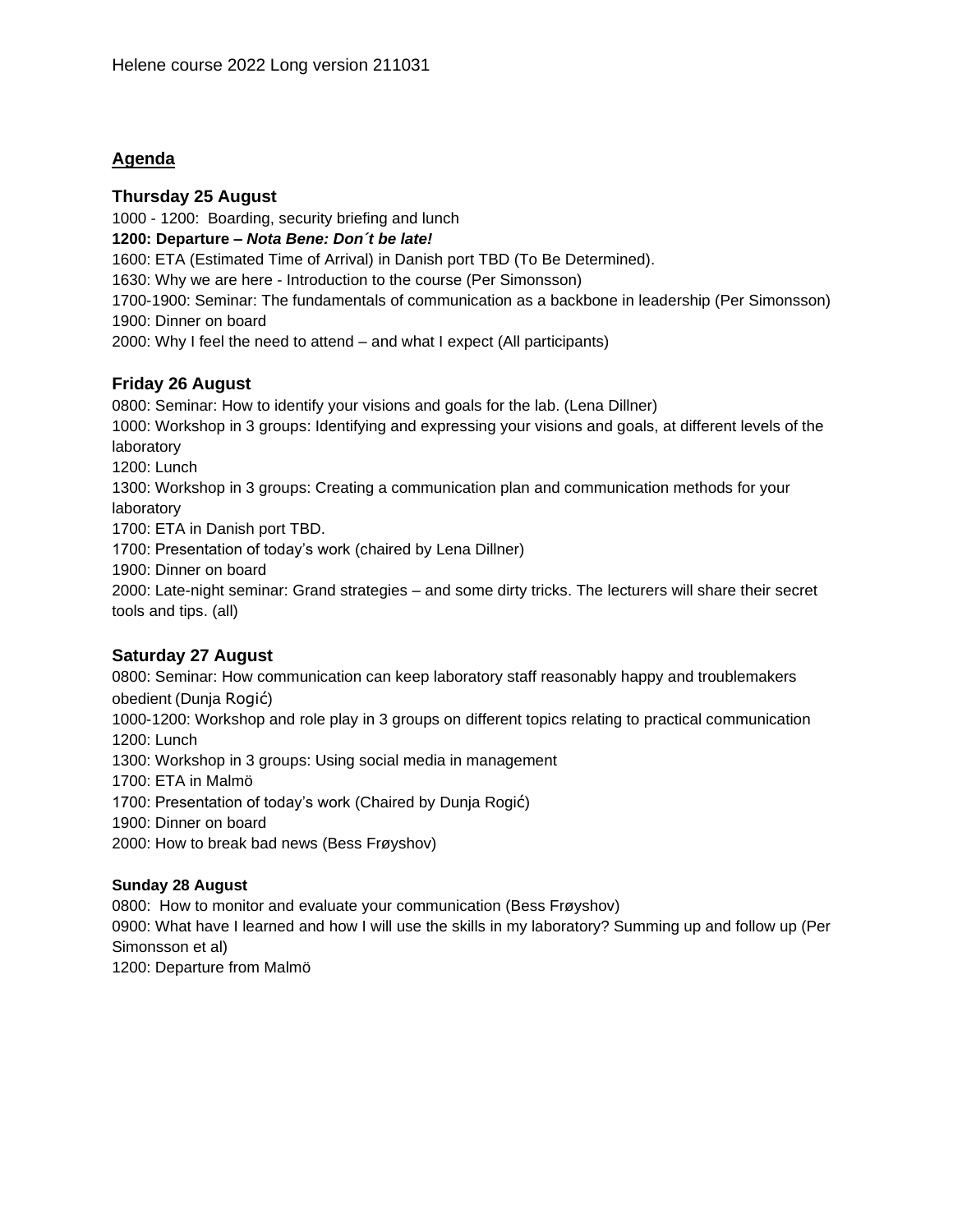Helene course 2022 Long version 211031

## Agenda

### Thursday 25 August

1000 - 1200: Boarding, security briefing and lunch

**1200: Departure – *Nota Bene: Don´t be late!***

1600: ETA (Estimated Time of Arrival) in Danish port TBD (To Be Determined).

1630: Why we are here - Introduction to the course (Per Simonsson)

1700-1900: Seminar: The fundamentals of communication as a backbone in leadership (Per Simonsson)

1900: Dinner on board

2000: Why I feel the need to attend – and what I expect (All participants)

### Friday 26 August

0800: Seminar: How to identify your visions and goals for the lab. (Lena Dillner)

1000: Workshop in 3 groups: Identifying and expressing your visions and goals, at different levels of the laboratory

1200: Lunch

1300: Workshop in 3 groups: Creating a communication plan and communication methods for your laboratory

1700: ETA in Danish port TBD.

1700: Presentation of today's work (chaired by Lena Dillner)

1900: Dinner on board

2000: Late-night seminar: Grand strategies – and some dirty tricks. The lecturers will share their secret tools and tips. (all)

### Saturday 27 August

0800: Seminar: How communication can keep laboratory staff reasonably happy and troublemakers obedient (Dunja Rogić)

1000-1200: Workshop and role play in 3 groups on different topics relating to practical communication

1200: Lunch

1300: Workshop in 3 groups: Using social media in management

1700: ETA in Malmö

1700: Presentation of today's work (Chaired by Dunja Rogić)

1900: Dinner on board

2000: How to break bad news (Bess Frøyshov)

#### Sunday 28 August

0800: How to monitor and evaluate your communication (Bess Frøyshov)

0900: What have I learned and how I will use the skills in my laboratory? Summing up and follow up (Per Simonsson et al)

1200: Departure from Malmö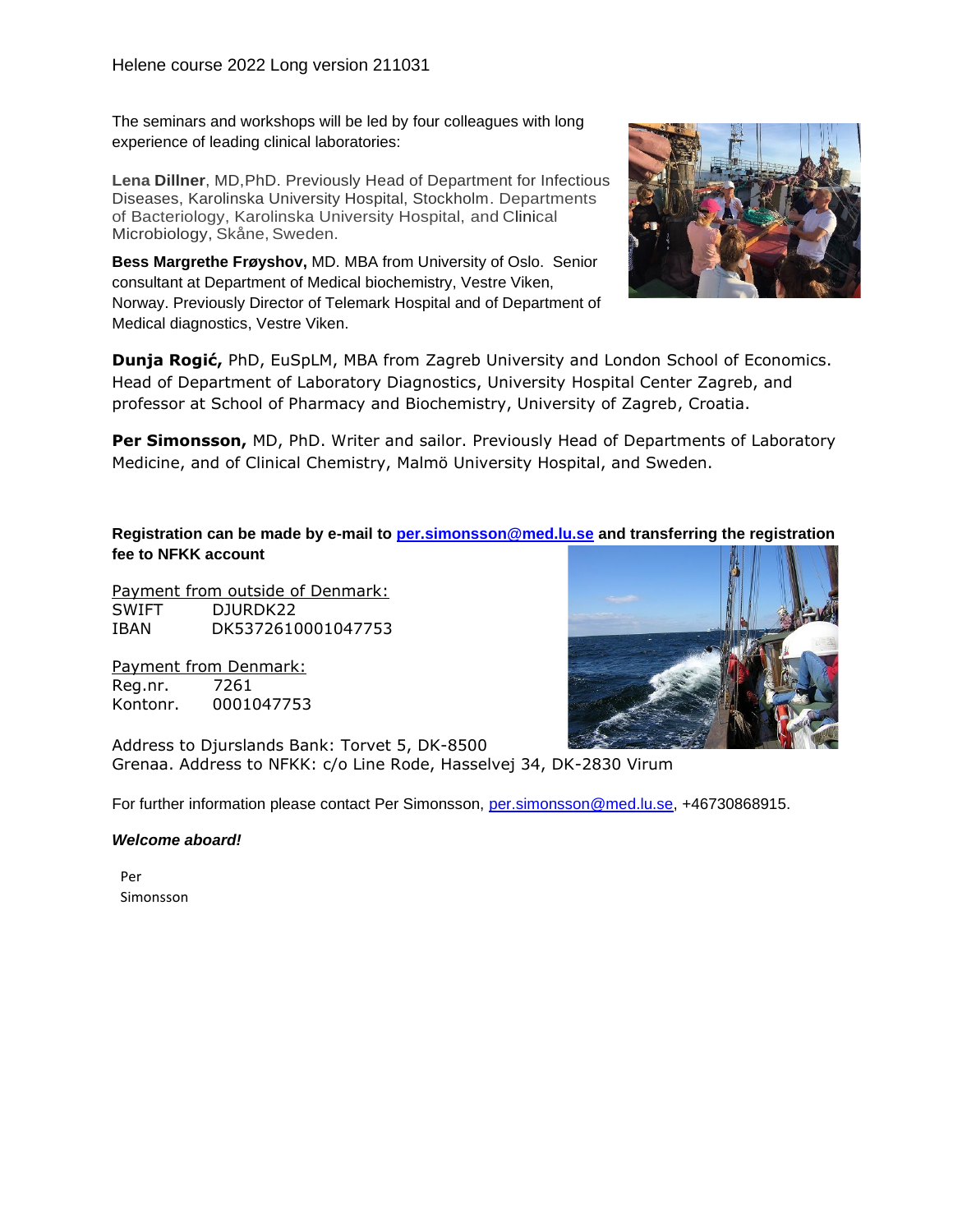Helene course 2022 Long version 211031

The seminars and workshops will be led by four colleagues with long experience of leading clinical laboratories:

**Lena Dillner**, MD,PhD. Previously Head of Department for Infectious Diseases, Karolinska University Hospital, Stockholm. Departments of Bacteriology, Karolinska University Hospital, and Clinical Microbiology, Skåne, Sweden.

**Bess Margrethe Frøyshov,** MD. MBA from University of Oslo. Senior consultant at Department of Medical biochemistry, Vestre Viken, Norway. Previously Director of Telemark Hospital and of Department of Medical diagnostics, Vestre Viken.

**Dunja Rogić,** PhD, EuSpLM, MBA from Zagreb University and London School of Economics. Head of Department of Laboratory Diagnostics, University Hospital Center Zagreb, and professor at School of Pharmacy and Biochemistry, University of Zagreb, Croatia.

**Per Simonsson,** MD, PhD. Writer and sailor. Previously Head of Departments of Laboratory Medicine, and of Clinical Chemistry, Malmö University Hospital, and Sweden.

**Registration can be made by e-mail to per.simonsson@med.lu.se and transferring the registration fee to NFKK account**

Payment from outside of Denmark:
SWIFT DJURDK22
IBAN DK5372610001047753

Payment from Denmark:
Reg.nr. 7261
Kontonr. 0001047753

Address to Djurslands Bank: Torvet 5, DK-8500 Grenaa. Address to NFKK: c/o Line Rode, Hasselvej 34, DK-2830 Virum

For further information please contact Per Simonsson, per.simonsson@med.lu.se, +46730868915.

***Welcome aboard!***

Per Simonsson